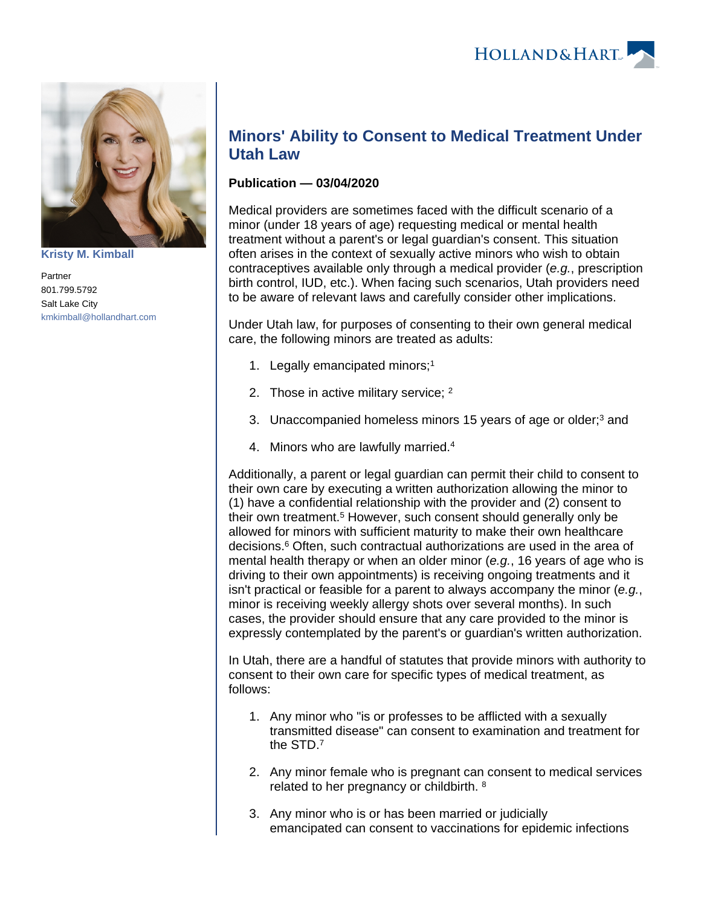Kristy M. Kimball

Partner
801.799.5792
Salt Lake City
kmkimball@hollandhart.com

# Minors' Ability to Consent to Medical Treatment Under Utah Law

**Publication — 03/04/2020**

Medical providers are sometimes faced with the difficult scenario of a minor (under 18 years of age) requesting medical or mental health treatment without a parent's or legal guardian's consent. This situation often arises in the context of sexually active minors who wish to obtain contraceptives available only through a medical provider (*e.g.*, prescription birth control, IUD, etc.). When facing such scenarios, Utah providers need to be aware of relevant laws and carefully consider other implications.

Under Utah law, for purposes of consenting to their own general medical care, the following minors are treated as adults:

1. Legally emancipated minors;[1]
2. Those in active military service; [2]
3. Unaccompanied homeless minors 15 years of age or older;[3] and
4. Minors who are lawfully married.[4]

Additionally, a parent or legal guardian can permit their child to consent to their own care by executing a written authorization allowing the minor to (1) have a confidential relationship with the provider and (2) consent to their own treatment.[5] However, such consent should generally only be allowed for minors with sufficient maturity to make their own healthcare decisions.[6] Often, such contractual authorizations are used in the area of mental health therapy or when an older minor (*e.g.*, 16 years of age who is driving to their own appointments) is receiving ongoing treatments and it isn't practical or feasible for a parent to always accompany the minor (*e.g.*, minor is receiving weekly allergy shots over several months). In such cases, the provider should ensure that any care provided to the minor is expressly contemplated by the parent's or guardian's written authorization.

In Utah, there are a handful of statutes that provide minors with authority to consent to their own care for specific types of medical treatment, as follows:

1. Any minor who "is or professes to be afflicted with a sexually transmitted disease" can consent to examination and treatment for the STD.[7]
2. Any minor female who is pregnant can consent to medical services related to her pregnancy or childbirth. [8]
3. Any minor who is or has been married or judicially emancipated can consent to vaccinations for epidemic infections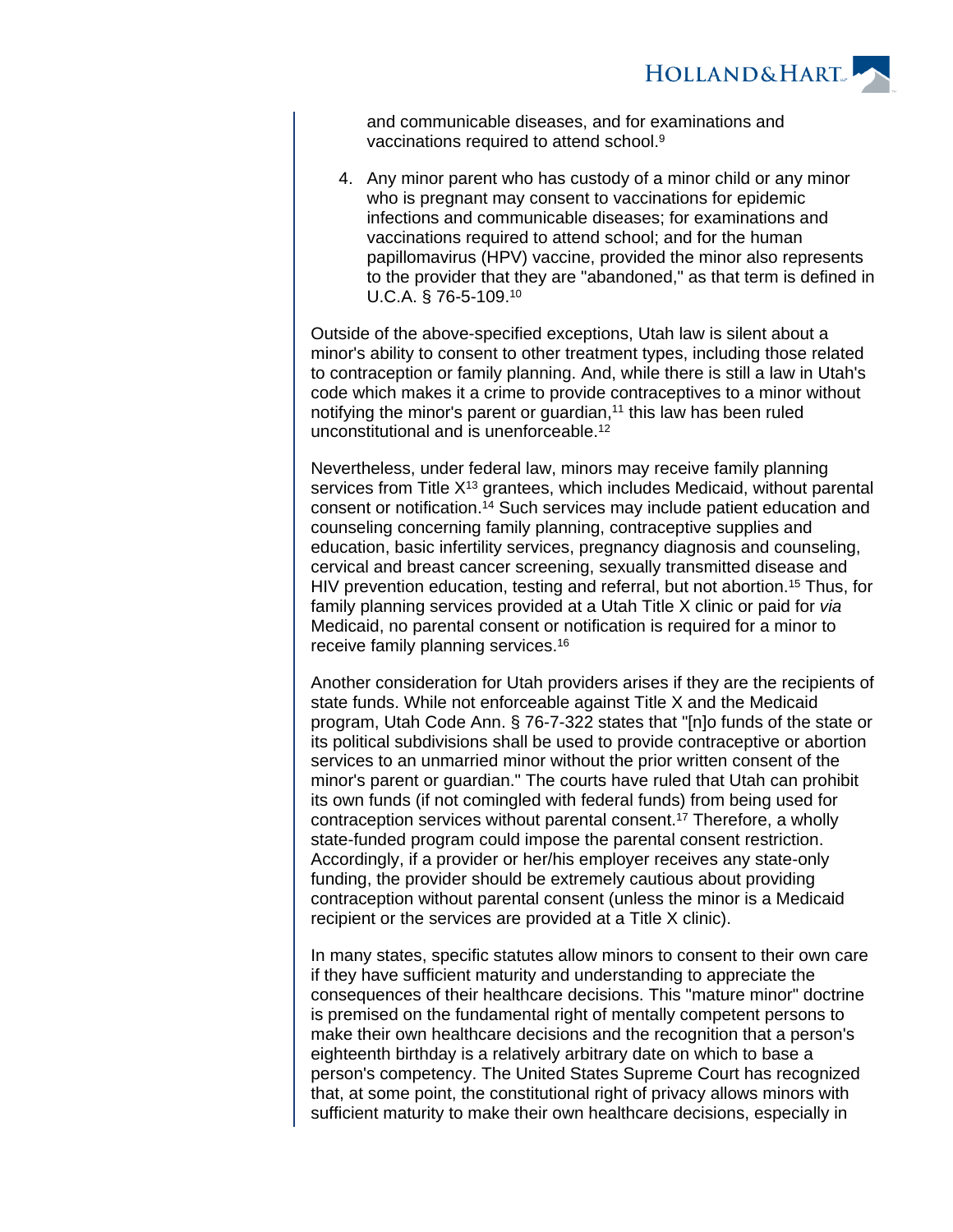and communicable diseases, and for examinations and vaccinations required to attend school.[9]

4. Any minor parent who has custody of a minor child or any minor who is pregnant may consent to vaccinations for epidemic infections and communicable diseases; for examinations and vaccinations required to attend school; and for the human papillomavirus (HPV) vaccine, provided the minor also represents to the provider that they are "abandoned," as that term is defined in U.C.A. § 76-5-109.[10]

Outside of the above-specified exceptions, Utah law is silent about a minor's ability to consent to other treatment types, including those related to contraception or family planning. And, while there is still a law in Utah's code which makes it a crime to provide contraceptives to a minor without notifying the minor's parent or guardian,[11] this law has been ruled unconstitutional and is unenforceable.[12]

Nevertheless, under federal law, minors may receive family planning services from Title X[13] grantees, which includes Medicaid, without parental consent or notification.[14] Such services may include patient education and counseling concerning family planning, contraceptive supplies and education, basic infertility services, pregnancy diagnosis and counseling, cervical and breast cancer screening, sexually transmitted disease and HIV prevention education, testing and referral, but not abortion.[15] Thus, for family planning services provided at a Utah Title X clinic or paid for *via* Medicaid, no parental consent or notification is required for a minor to receive family planning services.[16]

Another consideration for Utah providers arises if they are the recipients of state funds. While not enforceable against Title X and the Medicaid program, Utah Code Ann. § 76-7-322 states that "[n]o funds of the state or its political subdivisions shall be used to provide contraceptive or abortion services to an unmarried minor without the prior written consent of the minor's parent or guardian." The courts have ruled that Utah can prohibit its own funds (if not comingled with federal funds) from being used for contraception services without parental consent.[17] Therefore, a wholly state-funded program could impose the parental consent restriction. Accordingly, if a provider or her/his employer receives any state-only funding, the provider should be extremely cautious about providing contraception without parental consent (unless the minor is a Medicaid recipient or the services are provided at a Title X clinic).

In many states, specific statutes allow minors to consent to their own care if they have sufficient maturity and understanding to appreciate the consequences of their healthcare decisions. This "mature minor" doctrine is premised on the fundamental right of mentally competent persons to make their own healthcare decisions and the recognition that a person's eighteenth birthday is a relatively arbitrary date on which to base a person's competency. The United States Supreme Court has recognized that, at some point, the constitutional right of privacy allows minors with sufficient maturity to make their own healthcare decisions, especially in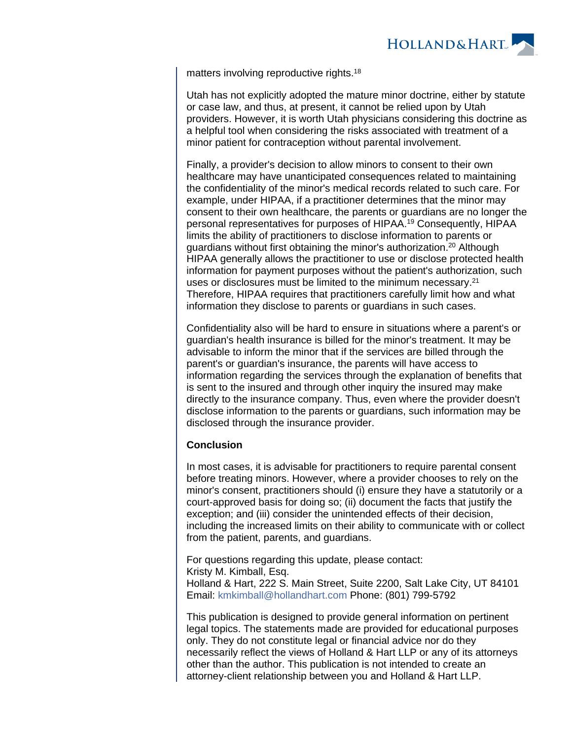matters involving reproductive rights.[18]

Utah has not explicitly adopted the mature minor doctrine, either by statute or case law, and thus, at present, it cannot be relied upon by Utah providers. However, it is worth Utah physicians considering this doctrine as a helpful tool when considering the risks associated with treatment of a minor patient for contraception without parental involvement.

Finally, a provider's decision to allow minors to consent to their own healthcare may have unanticipated consequences related to maintaining the confidentiality of the minor's medical records related to such care. For example, under HIPAA, if a practitioner determines that the minor may consent to their own healthcare, the parents or guardians are no longer the personal representatives for purposes of HIPAA.[19] Consequently, HIPAA limits the ability of practitioners to disclose information to parents or guardians without first obtaining the minor's authorization.[20] Although HIPAA generally allows the practitioner to use or disclose protected health information for payment purposes without the patient's authorization, such uses or disclosures must be limited to the minimum necessary.[21] Therefore, HIPAA requires that practitioners carefully limit how and what information they disclose to parents or guardians in such cases.

Confidentiality also will be hard to ensure in situations where a parent's or guardian's health insurance is billed for the minor's treatment. It may be advisable to inform the minor that if the services are billed through the parent's or guardian's insurance, the parents will have access to information regarding the services through the explanation of benefits that is sent to the insured and through other inquiry the insured may make directly to the insurance company. Thus, even where the provider doesn't disclose information to the parents or guardians, such information may be disclosed through the insurance provider.

**Conclusion**

In most cases, it is advisable for practitioners to require parental consent before treating minors. However, where a provider chooses to rely on the minor's consent, practitioners should (i) ensure they have a statutorily or a court-approved basis for doing so; (ii) document the facts that justify the exception; and (iii) consider the unintended effects of their decision, including the increased limits on their ability to communicate with or collect from the patient, parents, and guardians.

For questions regarding this update, please contact:
Kristy M. Kimball, Esq.
Holland & Hart, 222 S. Main Street, Suite 2200, Salt Lake City, UT 84101
Email: kmkimball@hollandhart.com Phone: (801) 799-5792

This publication is designed to provide general information on pertinent legal topics. The statements made are provided for educational purposes only. They do not constitute legal or financial advice nor do they necessarily reflect the views of Holland & Hart LLP or any of its attorneys other than the author. This publication is not intended to create an attorney-client relationship between you and Holland & Hart LLP.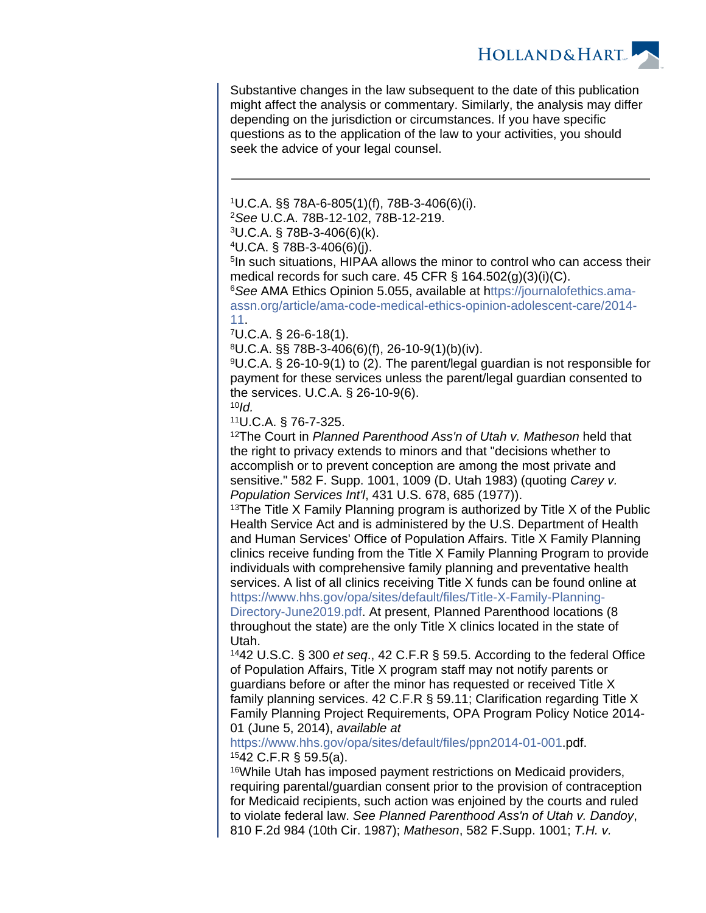Substantive changes in the law subsequent to the date of this publication might affect the analysis or commentary. Similarly, the analysis may differ depending on the jurisdiction or circumstances. If you have specific questions as to the application of the law to your activities, you should seek the advice of your legal counsel.

---

[1]U.C.A. §§ 78A-6-805(1)(f), 78B-3-406(6)(i).

[2]*See* U.C.A. 78B-12-102, 78B-12-219.

[3]U.C.A. § 78B-3-406(6)(k).

[4]U.CA. § 78B-3-406(6)(j).

[5]In such situations, HIPAA allows the minor to control who can access their medical records for such care. 45 CFR § 164.502(g)(3)(i)(C).

[6]*See* AMA Ethics Opinion 5.055, available at https://journalofethics.ama-assn.org/article/ama-code-medical-ethics-opinion-adolescent-care/2014-11.

[7]U.C.A. § 26-6-18(1).

[8]U.C.A. §§ 78B-3-406(6)(f), 26-10-9(1)(b)(iv).

[9]U.C.A. § 26-10-9(1) to (2). The parent/legal guardian is not responsible for payment for these services unless the parent/legal guardian consented to the services. U.C.A. § 26-10-9(6).

[10]*Id.*

[11]U.C.A. § 76-7-325.

[12]The Court in *Planned Parenthood Ass'n of Utah v. Matheson* held that the right to privacy extends to minors and that "decisions whether to accomplish or to prevent conception are among the most private and sensitive." 582 F. Supp. 1001, 1009 (D. Utah 1983) (quoting *Carey v. Population Services Int'l*, 431 U.S. 678, 685 (1977)).

[13]The Title X Family Planning program is authorized by Title X of the Public Health Service Act and is administered by the U.S. Department of Health and Human Services' Office of Population Affairs. Title X Family Planning clinics receive funding from the Title X Family Planning Program to provide individuals with comprehensive family planning and preventative health services. A list of all clinics receiving Title X funds can be found online at https://www.hhs.gov/opa/sites/default/files/Title-X-Family-Planning-Directory-June2019.pdf. At present, Planned Parenthood locations (8 throughout the state) are the only Title X clinics located in the state of Utah.

[14]42 U.S.C. § 300 *et seq*., 42 C.F.R § 59.5. According to the federal Office of Population Affairs, Title X program staff may not notify parents or guardians before or after the minor has requested or received Title X family planning services. 42 C.F.R § 59.11; Clarification regarding Title X Family Planning Project Requirements, OPA Program Policy Notice 2014-01 (June 5, 2014), *available at* https://www.hhs.gov/opa/sites/default/files/ppn2014-01-001.pdf.

[15]42 C.F.R § 59.5(a).

[16]While Utah has imposed payment restrictions on Medicaid providers, requiring parental/guardian consent prior to the provision of contraception for Medicaid recipients, such action was enjoined by the courts and ruled to violate federal law. *See Planned Parenthood Ass'n of Utah v. Dandoy*, 810 F.2d 984 (10th Cir. 1987); *Matheson*, 582 F.Supp. 1001; *T.H. v.*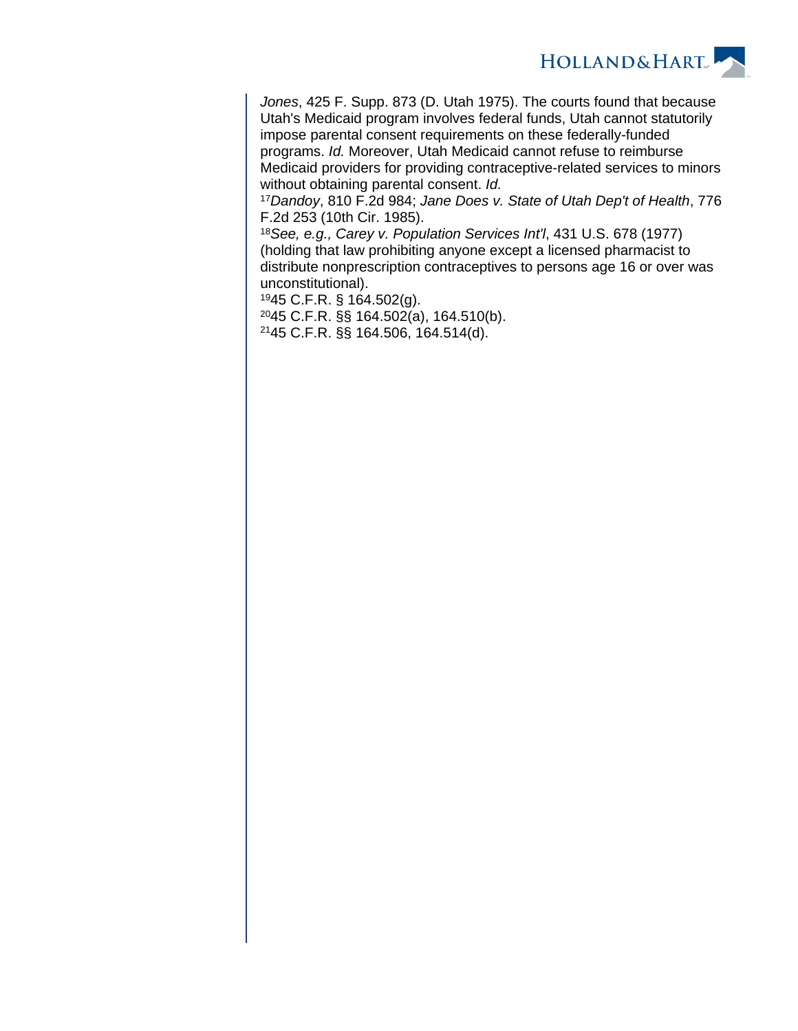*Jones*, 425 F. Supp. 873 (D. Utah 1975). The courts found that because Utah's Medicaid program involves federal funds, Utah cannot statutorily impose parental consent requirements on these federally-funded programs. *Id.* Moreover, Utah Medicaid cannot refuse to reimburse Medicaid providers for providing contraceptive-related services to minors without obtaining parental consent. *Id.*

[17]*Dandoy*, 810 F.2d 984; *Jane Does v. State of Utah Dep't of Health*, 776 F.2d 253 (10th Cir. 1985).

[18]*See, e.g., Carey v. Population Services Int'l*, 431 U.S. 678 (1977) (holding that law prohibiting anyone except a licensed pharmacist to distribute nonprescription contraceptives to persons age 16 or over was unconstitutional).

[19]45 C.F.R. § 164.502(g).

[20]45 C.F.R. §§ 164.502(a), 164.510(b).

[21]45 C.F.R. §§ 164.506, 164.514(d).